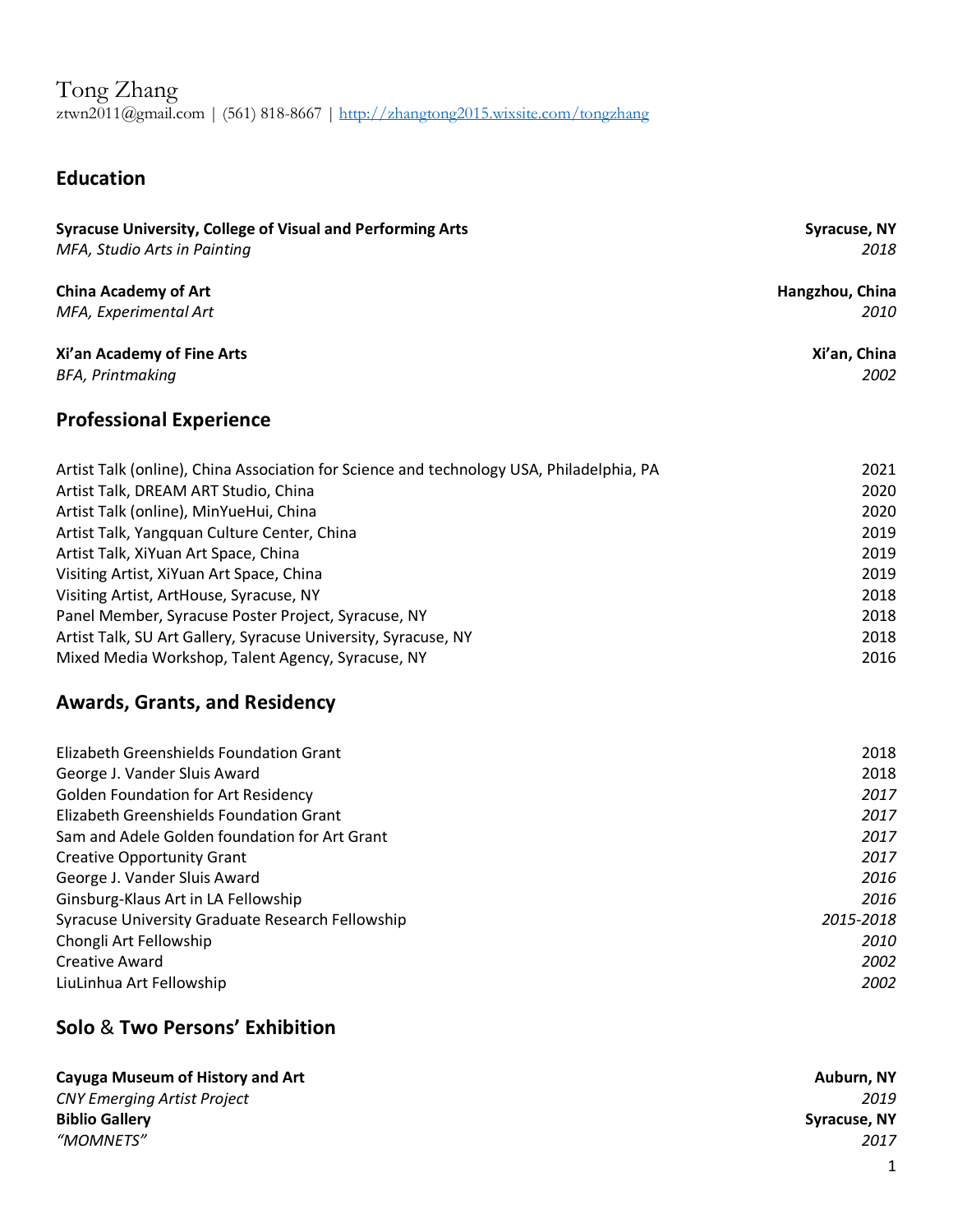# Tong Zhang

ztwn2011@gmail.com | (561) 818-8667 | [http://zhangtong2015.wixsite.com/tongzhang](http://zhangtong2015.wixsite.com/tongzhang)

## Education

**Syracuse University, College of Visual and Performing Arts** — **Syracuse, NY**
*MFA, Studio Arts in Painting* — *2018*

**China Academy of Art** — **Hangzhou, China**
*MFA, Experimental Art* — *2010*

**Xi'an Academy of Fine Arts** — **Xi'an, China**
*BFA, Printmaking* — *2002*

## Professional Experience

| | |
|---|---|
| Artist Talk (online), China Association for Science and technology USA, Philadelphia, PA | 2021 |
| Artist Talk, DREAM ART Studio, China | 2020 |
| Artist Talk (online), MinYueHui, China | 2020 |
| Artist Talk, Yangquan Culture Center, China | 2019 |
| Artist Talk, XiYuan Art Space, China | 2019 |
| Visiting Artist, XiYuan Art Space, China | 2019 |
| Visiting Artist, ArtHouse, Syracuse, NY | 2018 |
| Panel Member, Syracuse Poster Project, Syracuse, NY | 2018 |
| Artist Talk, SU Art Gallery, Syracuse University, Syracuse, NY | 2018 |
| Mixed Media Workshop, Talent Agency, Syracuse, NY | 2016 |

## Awards, Grants, and Residency

| | |
|---|---|
| Elizabeth Greenshields Foundation Grant | 2018 |
| George J. Vander Sluis Award | 2018 |
| Golden Foundation for Art Residency | *2017* |
| Elizabeth Greenshields Foundation Grant | *2017* |
| Sam and Adele Golden foundation for Art Grant | *2017* |
| Creative Opportunity Grant | *2017* |
| George J. Vander Sluis Award | *2016* |
| Ginsburg-Klaus Art in LA Fellowship | *2016* |
| Syracuse University Graduate Research Fellowship | *2015-2018* |
| Chongli Art Fellowship | *2010* |
| Creative Award | *2002* |
| LiuLinhua Art Fellowship | *2002* |

## Solo & Two Persons' Exhibition

**Cayuga Museum of History and Art** — **Auburn, NY**
*CNY Emerging Artist Project* — *2019*

**Biblio Gallery** — **Syracuse, NY**
*"MOMNETS"* — *2017*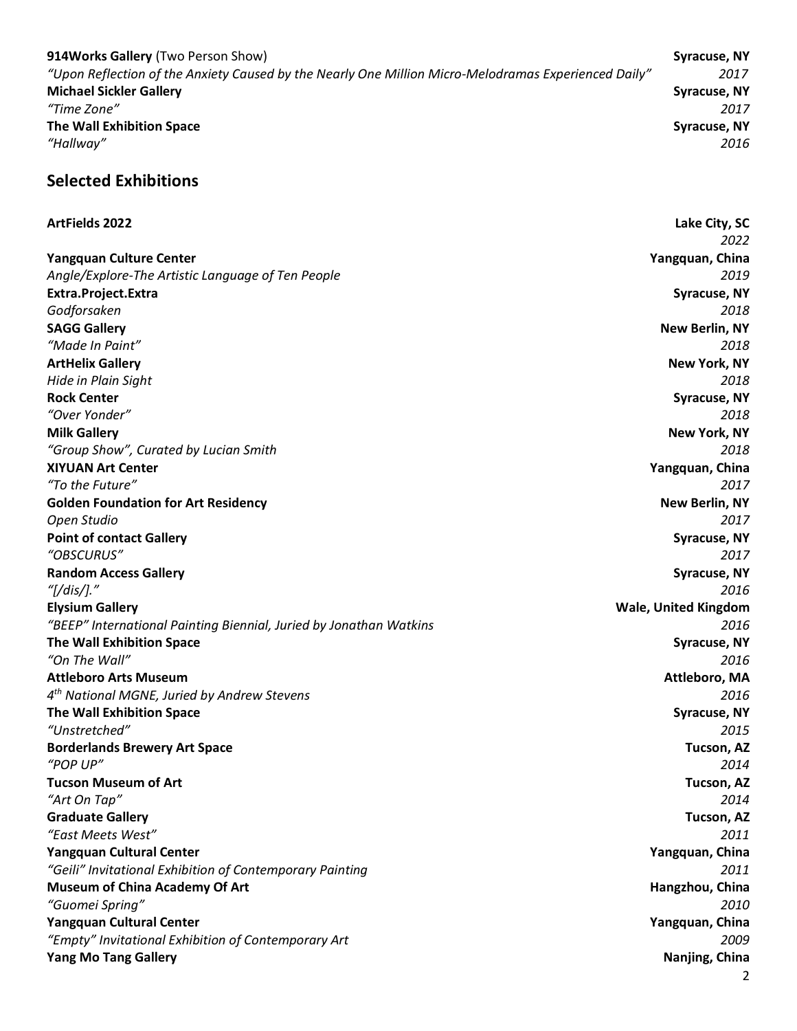**914Works Gallery** (Two Person Show) **Syracuse, NY**
*"Upon Reflection of the Anxiety Caused by the Nearly One Million Micro-Melodramas Experienced Daily"* *2017*
**Michael Sickler Gallery** **Syracuse, NY**
*"Time Zone"* *2017*
**The Wall Exhibition Space** **Syracuse, NY**
*"Hallway"* *2016*

## Selected Exhibitions

**ArtFields 2022** **Lake City, SC**
*2022*
**Yangquan Culture Center** **Yangquan, China**
*Angle/Explore-The Artistic Language of Ten People* *2019*
**Extra.Project.Extra** **Syracuse, NY**
*Godforsaken* *2018*
**SAGG Gallery** **New Berlin, NY**
*"Made In Paint"* *2018*
**ArtHelix Gallery** **New York, NY**
*Hide in Plain Sight* *2018*
**Rock Center** **Syracuse, NY**
*"Over Yonder"* *2018*
**Milk Gallery** **New York, NY**
*"Group Show", Curated by Lucian Smith* *2018*
**XIYUAN Art Center** **Yangquan, China**
*"To the Future"* *2017*
**Golden Foundation for Art Residency** **New Berlin, NY**
*Open Studio* *2017*
**Point of contact Gallery** **Syracuse, NY**
*"OBSCURUS"* *2017*
**Random Access Gallery** **Syracuse, NY**
*"[/dis/]."* *2016*
**Elysium Gallery** **Wale, United Kingdom**
*"BEEP" International Painting Biennial, Juried by Jonathan Watkins* *2016*
**The Wall Exhibition Space** **Syracuse, NY**
*"On The Wall"* *2016*
**Attleboro Arts Museum** **Attleboro, MA**
*4th National MGNE, Juried by Andrew Stevens* *2016*
**The Wall Exhibition Space** **Syracuse, NY**
*"Unstretched"* *2015*
**Borderlands Brewery Art Space** **Tucson, AZ**
*"POP UP"* *2014*
**Tucson Museum of Art** **Tucson, AZ**
*"Art On Tap"* *2014*
**Graduate Gallery** **Tucson, AZ**
*"East Meets West"* *2011*
**Yangquan Cultural Center** **Yangquan, China**
*"Geili" Invitational Exhibition of Contemporary Painting* *2011*
**Museum of China Academy Of Art** **Hangzhou, China**
*"Guomei Spring"* *2010*
**Yangquan Cultural Center** **Yangquan, China**
*"Empty" Invitational Exhibition of Contemporary Art* *2009*
**Yang Mo Tang Gallery** **Nanjing, China**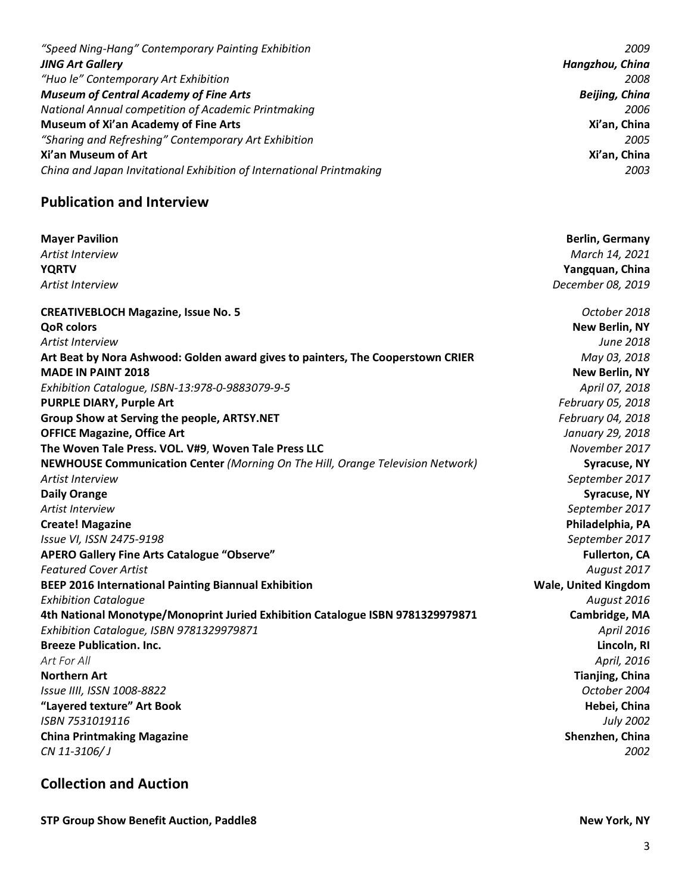*“Speed Ning-Hang” Contemporary Painting Exhibition* — *2009*

***JING Art Gallery*** — ***Hangzhou, China***

*“Huo le” Contemporary Art Exhibition* — *2008*

***Museum of Central Academy of Fine Arts*** — ***Beijing, China***

*National Annual competition of Academic Printmaking* — *2006*

**Museum of Xi’an Academy of Fine Arts** — **Xi’an, China**

*“Sharing and Refreshing” Contemporary Art Exhibition* — *2005*

**Xi’an Museum of Art** — **Xi’an, China**

*China and Japan Invitational Exhibition of International Printmaking* — *2003*

## Publication and Interview

**Mayer Pavilion** — **Berlin, Germany**
*Artist Interview* — *March 14, 2021*

**YQRTV** — **Yangquan, China**
*Artist Interview* — *December 08, 2019*

**CREATIVEBLOCH Magazine, Issue No. 5** — *October 2018*

**QoR colors** — **New Berlin, NY**
*Artist Interview* — *June 2018*

**Art Beat by Nora Ashwood: Golden award gives to painters, The Cooperstown CRIER** — *May 03, 2018*

**MADE IN PAINT 2018** — **New Berlin, NY**
*Exhibition Catalogue, ISBN-13:978-0-9883079-9-5* — *April 07, 2018*

**PURPLE DIARY, Purple Art** — *February 05, 2018*

**Group Show at Serving the people, ARTSY.NET** — *February 04, 2018*

**OFFICE Magazine, Office Art** — *January 29, 2018*

**The Woven Tale Press. VOL. V#9**, **Woven Tale Press LLC** — *November 2017*

**NEWHOUSE Communication Center** *(Morning On The Hill, Orange Television Network)* — **Syracuse, NY**
*Artist Interview* — *September 2017*

**Daily Orange** — **Syracuse, NY**
*Artist Interview* — *September 2017*

**Create! Magazine** — **Philadelphia, PA**
*Issue VI, ISSN 2475-9198* — *September 2017*

**APERO Gallery Fine Arts Catalogue “Observe”** — **Fullerton, CA**
*Featured Cover Artist* — *August 2017*

**BEEP 2016 International Painting Biannual Exhibition** — **Wale, United Kingdom**
*Exhibition Catalogue* — *August 2016*

**4th National Monotype/Monoprint Juried Exhibition Catalogue ISBN 9781329979871** — **Cambridge, MA**
*Exhibition Catalogue, ISBN 9781329979871* — *April 2016*

**Breeze Publication. Inc.** — **Lincoln, RI**
*Art For All* — *April, 2016*

**Northern Art** — **Tianjing, China**
*Issue IIII, ISSN 1008-8822* — *October 2004*

**“Layered texture” Art Book** — **Hebei, China**
*ISBN 7531019116* — *July 2002*

**China Printmaking Magazine** — **Shenzhen, China**
*CN 11-3106/ J* — *2002*

## Collection and Auction

**STP Group Show Benefit Auction, Paddle8** — **New York, NY**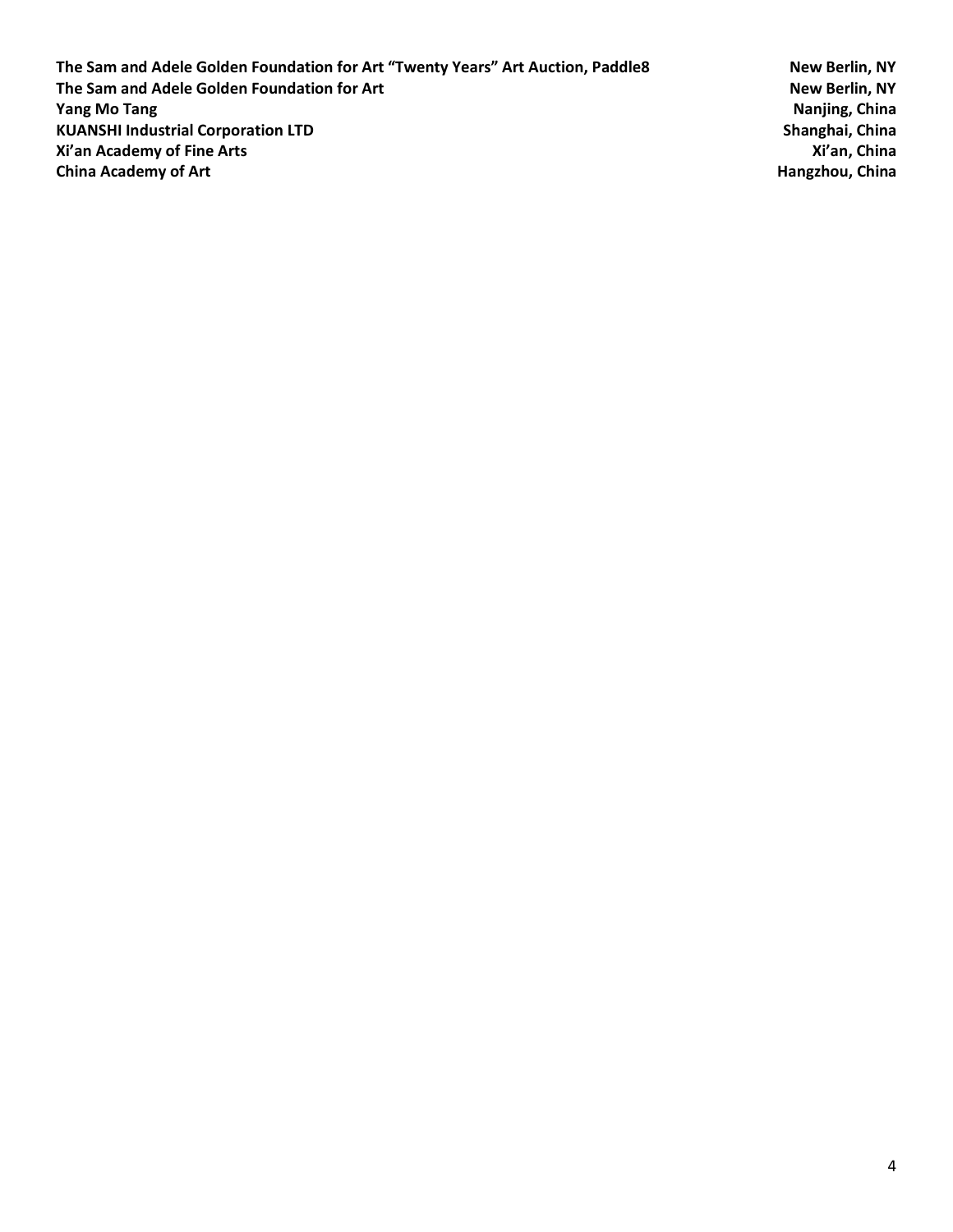**The Sam and Adele Golden Foundation for Art "Twenty Years" Art Auction, Paddle8** **New Berlin, NY**
**The Sam and Adele Golden Foundation for Art** **New Berlin, NY**
**Yang Mo Tang** **Nanjing, China**
**KUANSHI Industrial Corporation LTD** **Shanghai, China**
**Xi'an Academy of Fine Arts** **Xi'an, China**
**China Academy of Art** **Hangzhou, China**